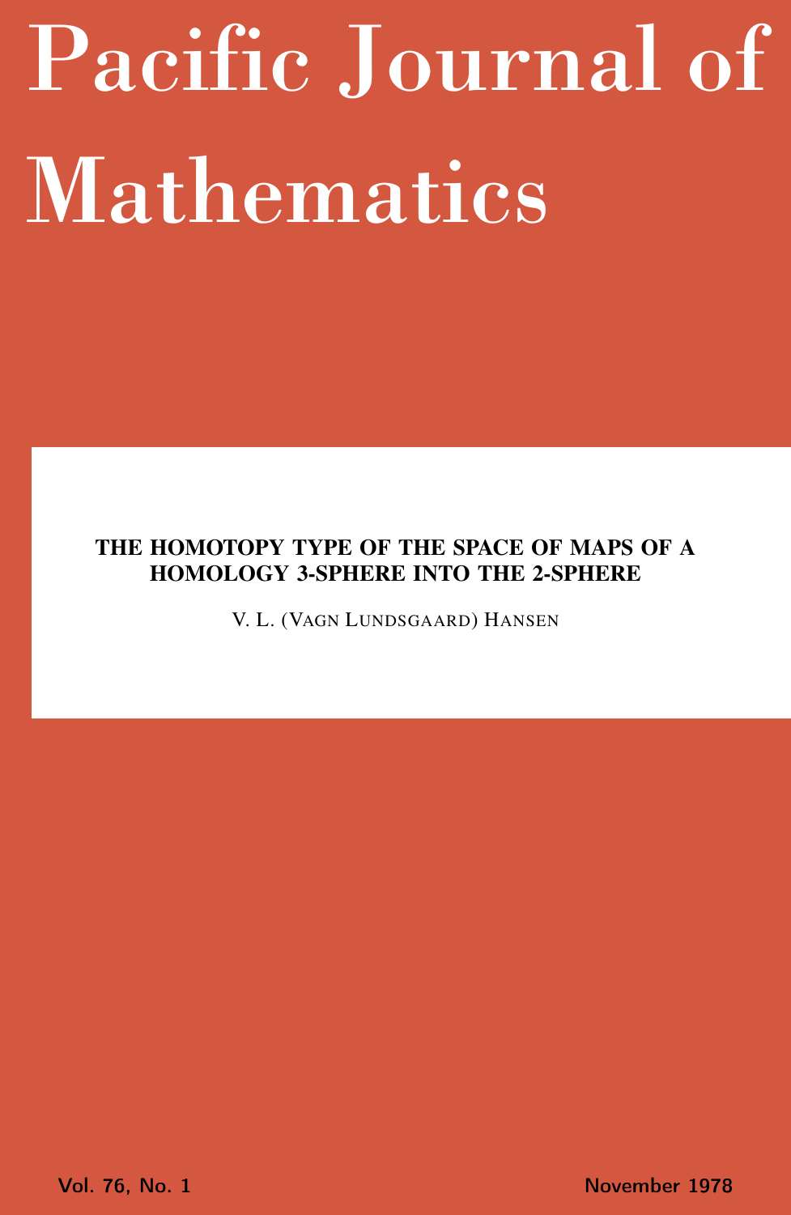# Pacific Journal of Mathematics

**THE HOMOTOPY TYPE OF THE SPACE OF MAPS OF A HOMOLOGY 3-SPHERE INTO THE 2-SPHERE**

V. L. (VAGN LUNDSGAARD) HANSEN

Vol. 76, No. 1 November 1978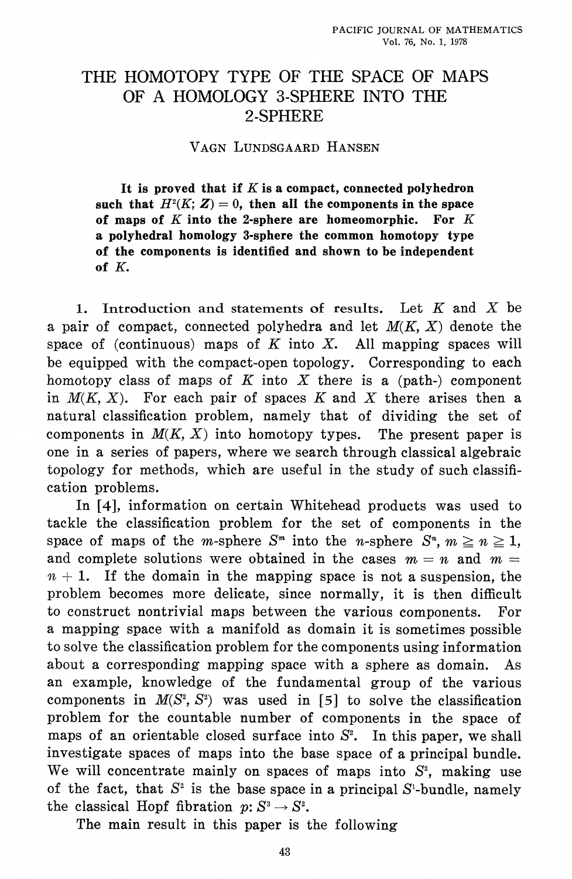# THE HOMOTOPY TYPE OF THE SPACE OF MAPS OF A HOMOLOGY 3-SPHERE INTO THE 2-SPHERE

VAGN LUNDSGAARD HANSEN

**It is proved that if $K$ is a compact, connected polyhedron such that $H^2(K; \boldsymbol{Z}) = 0$, then all the components in the space of maps of $K$ into the 2-sphere are homeomorphic. For $K$ a polyhedral homology 3-sphere the common homotopy type of the components is identified and shown to be independent of $K$.**

1. **Introduction and statements of results.** Let $K$ and $X$ be a pair of compact, connected polyhedra and let $M(K, X)$ denote the space of (continuous) maps of $K$ into $X$. All mapping spaces will be equipped with the compact-open topology. Corresponding to each homotopy class of maps of $K$ into $X$ there is a (path-) component in $M(K, X)$. For each pair of spaces $K$ and $X$ there arises then a natural classification problem, namely that of dividing the set of components in $M(K, X)$ into homotopy types. The present paper is one in a series of papers, where we search through classical algebraic topology for methods, which are useful in the study of such classification problems.

In [4], information on certain Whitehead products was used to tackle the classification problem for the set of components in the space of maps of the $m$-sphere $S^m$ into the $n$-sphere $S^n$, $m \geqq n \geqq 1$, and complete solutions were obtained in the cases $m = n$ and $m = n + 1$. If the domain in the mapping space is not a suspension, the problem becomes more delicate, since normally, it is then difficult to construct nontrivial maps between the various components. For a mapping space with a manifold as domain it is sometimes possible to solve the classification problem for the components using information about a corresponding mapping space with a sphere as domain. As an example, knowledge of the fundamental group of the various components in $M(S^2, S^2)$ was used in [5] to solve the classification problem for the countable number of components in the space of maps of an orientable closed surface into $S^2$. In this paper, we shall investigate spaces of maps into the base space of a principal bundle. We will concentrate mainly on spaces of maps into $S^2$, making use of the fact, that $S^2$ is the base space in a principal $S^1$-bundle, namely the classical Hopf fibration $p: S^3 \to S^2$.

The main result in this paper is the following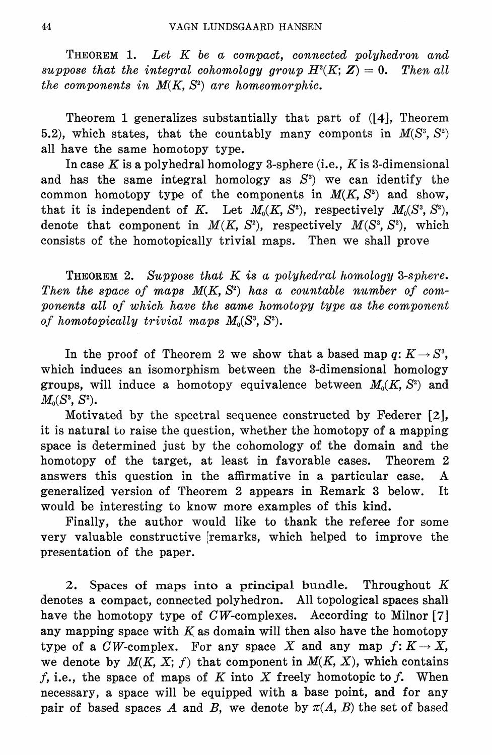THEOREM 1. *Let $K$ be a compact, connected polyhedron and suppose that the integral cohomology group $H^2(K; \boldsymbol{Z}) = 0$. Then all the components in $M(K, S^2)$ are homeomorphic.*

Theorem 1 generalizes substantially that part of ([4], Theorem 5.2), which states, that the countably many componts in $M(S^3, S^2)$ all have the same homotopy type.

In case $K$ is a polyhedral homology 3-sphere (i.e., $K$ is 3-dimensional and has the same integral homology as $S^3$) we can identify the common homotopy type of the components in $M(K, S^2)$ and show, that it is independent of $K$. Let $M_0(K, S^2)$, respectively $M_0(S^3, S^2)$, denote that component in $M(K, S^2)$, respectively $M(S^3, S^2)$, which consists of the homotopically trivial maps. Then we shall prove

THEOREM 2. *Suppose that $K$ is a polyhedral homology 3-sphere. Then the space of maps $M(K, S^2)$ has a countable number of components all of which have the same homotopy type as the component of homotopically trivial maps $M_0(S^3, S^2)$.*

In the proof of Theorem 2 we show that a based map $q: K \to S^3$, which induces an isomorphism between the 3-dimensional homology groups, will induce a homotopy equivalence between $M_0(K, S^2)$ and $M_0(S^3, S^2)$.

Motivated by the spectral sequence constructed by Federer [2], it is natural to raise the question, whether the homotopy of a mapping space is determined just by the cohomology of the domain and the homotopy of the target, at least in favorable cases. Theorem 2 answers this question in the affirmative in a particular case. A generalized version of Theorem 2 appears in Remark 3 below. It would be interesting to know more examples of this kind.

Finally, the author would like to thank the referee for some very valuable constructive remarks, which helped to improve the presentation of the paper.

**2. Spaces of maps into a principal bundle.** Throughout $K$ denotes a compact, connected polyhedron. All topological spaces shall have the homotopy type of $CW$-complexes. According to Milnor [7] any mapping space with $K$ as domain will then also have the homotopy type of a $CW$-complex. For any space $X$ and any map $f: K \to X$, we denote by $M(K, X; f)$ that component in $M(K, X)$, which contains $f$, i.e., the space of maps of $K$ into $X$ freely homotopic to $f$. When necessary, a space will be equipped with a base point, and for any pair of based spaces $A$ and $B$, we denote by $\pi(A, B)$ the set of based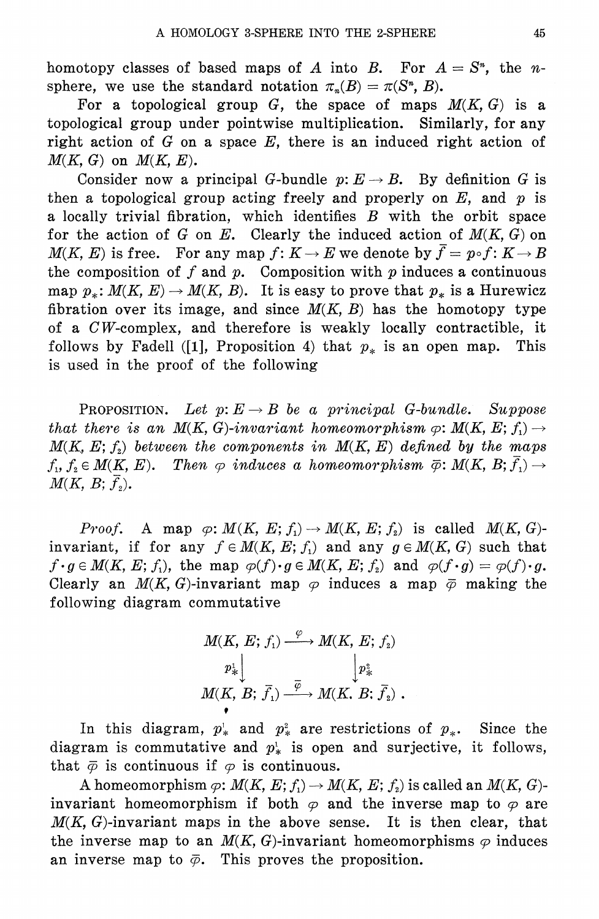homotopy classes of based maps of $A$ into $B$. For $A = S^n$, the $n$-sphere, we use the standard notation $\pi_n(B) = \pi(S^n, B)$.

For a topological group $G$, the space of maps $M(K, G)$ is a topological group under pointwise multiplication. Similarly, for any right action of $G$ on a space $E$, there is an induced right action of $M(K, G)$ on $M(K, E)$.

Consider now a principal $G$-bundle $p: E \to B$. By definition $G$ is then a topological group acting freely and properly on $E$, and $p$ is a locally trivial fibration, which identifies $B$ with the orbit space for the action of $G$ on $E$. Clearly the induced action of $M(K, G)$ on $M(K, E)$ is free. For any map $f: K \to E$ we denote by $\bar{f} = p \circ f: K \to B$ the composition of $f$ and $p$. Composition with $p$ induces a continuous map $p_*: M(K, E) \to M(K, B)$. It is easy to prove that $p_*$ is a Hurewicz fibration over its image, and since $M(K, B)$ has the homotopy type of a $CW$-complex, and therefore is weakly locally contractible, it follows by Fadell ([1], Proposition 4) that $p_*$ is an open map. This is used in the proof of the following

PROPOSITION. *Let $p: E \to B$ be a principal $G$-bundle. Suppose that there is an $M(K, G)$-invariant homeomorphism $\varphi: M(K, E; f_1) \to M(K, E; f_2)$ between the components in $M(K, E)$ defined by the maps $f_1, f_2 \in M(K, E)$. Then $\varphi$ induces a homeomorphism $\bar{\varphi}: M(K, B; \bar{f}_1) \to M(K, B; \bar{f}_2)$.*

*Proof.* A map $\varphi: M(K, E; f_1) \to M(K, E; f_2)$ is called $M(K, G)$-invariant, if for any $f \in M(K, E; f_1)$ and any $g \in M(K, G)$ such that $f \cdot g \in M(K, E; f_1)$, the map $\varphi(f) \cdot g \in M(K, E; f_2)$ and $\varphi(f \cdot g) = \varphi(f) \cdot g$. Clearly an $M(K, G)$-invariant map $\varphi$ induces a map $\bar{\varphi}$ making the following diagram commutative

$$\begin{array}{ccc} M(K, E; f_1) & \xrightarrow{\varphi} & M(K, E; f_2) \\ {\scriptstyle p_*^1}\downarrow & & \downarrow{\scriptstyle p_*^2} \\ M(K, B; \bar{f}_1) & \xrightarrow{\bar{\varphi}} & M(K, B; \bar{f}_2) \end{array} .$$

In this diagram, $p_*^1$ and $p_*^2$ are restrictions of $p_*$. Since the diagram is commutative and $p_*^1$ is open and surjective, it follows, that $\bar{\varphi}$ is continuous if $\varphi$ is continuous.

A homeomorphism $\varphi: M(K, E; f_1) \to M(K, E; f_2)$ is called an $M(K, G)$-invariant homeomorphism if both $\varphi$ and the inverse map to $\varphi$ are $M(K, G)$-invariant maps in the above sense. It is then clear, that the inverse map to an $M(K, G)$-invariant homeomorphisms $\varphi$ induces an inverse map to $\bar{\varphi}$. This proves the proposition.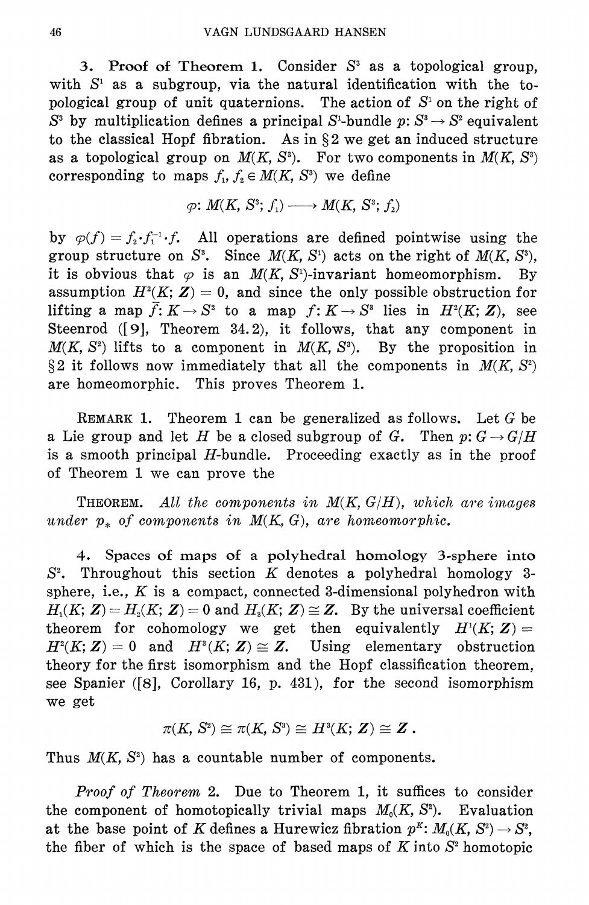**3. Proof of Theorem 1.** Consider $S^3$ as a topological group, with $S^1$ as a subgroup, via the natural identification with the topological group of unit quaternions. The action of $S^1$ on the right of $S^3$ by multiplication defines a principal $S^1$-bundle $p: S^3 \to S^2$ equivalent to the classical Hopf fibration. As in §2 we get an induced structure as a topological group on $M(K, S^3)$. For two components in $M(K, S^3)$ corresponding to maps $f_1, f_2 \in M(K, S^3)$ we define

$$\varphi: M(K, S^3; f_1) \longrightarrow M(K, S^3; f_2)$$

by $\varphi(f) = f_2 \cdot f_1^{-1} \cdot f$. All operations are defined pointwise using the group structure on $S^3$. Since $M(K, S^1)$ acts on the right of $M(K, S^3)$, it is obvious that $\varphi$ is an $M(K, S^1)$-invariant homeomorphism. By assumption $H^2(K; \mathbf{Z}) = 0$, and since the only possible obstruction for lifting a map $\bar{f}: K \to S^2$ to a map $f: K \to S^3$ lies in $H^2(K; \mathbf{Z})$, see Steenrod ([9], Theorem 34.2), it follows, that any component in $M(K, S^2)$ lifts to a component in $M(K, S^3)$. By the proposition in §2 it follows now immediately that all the components in $M(K, S^2)$ are homeomorphic. This proves Theorem 1.

REMARK 1. Theorem 1 can be generalized as follows. Let $G$ be a Lie group and let $H$ be a closed subgroup of $G$. Then $p: G \to G/H$ is a smooth principal $H$-bundle. Proceeding exactly as in the proof of Theorem 1 we can prove the

THEOREM. *All the components in $M(K, G/H)$, which are images under $p_*$ of components in $M(K, G)$, are homeomorphic.*

**4. Spaces of maps of a polyhedral homology 3-sphere into $S^2$.** Throughout this section $K$ denotes a polyhedral homology 3-sphere, i.e., $K$ is a compact, connected 3-dimensional polyhedron with $H_1(K; \mathbf{Z}) = H_2(K; \mathbf{Z}) = 0$ and $H_3(K; \mathbf{Z}) \cong \mathbf{Z}$. By the universal coefficient theorem for cohomology we get then equivalently $H^1(K; \mathbf{Z}) = H^2(K; \mathbf{Z}) = 0$ and $H^3(K; \mathbf{Z}) \cong \mathbf{Z}$. Using elementary obstruction theory for the first isomorphism and the Hopf classification theorem, see Spanier ([8], Corollary 16, p. 431), for the second isomorphism we get

$$\pi(K, S^2) \cong \pi(K, S^3) \cong H^3(K; \mathbf{Z}) \cong \mathbf{Z}\,.$$

Thus $M(K, S^2)$ has a countable number of components.

*Proof of Theorem 2.* Due to Theorem 1, it suffices to consider the component of homotopically trivial maps $M_0(K, S^2)$. Evaluation at the base point of $K$ defines a Hurewicz fibration $p^K: M_0(K, S^2) \to S^2$, the fiber of which is the space of based maps of $K$ into $S^2$ homotopic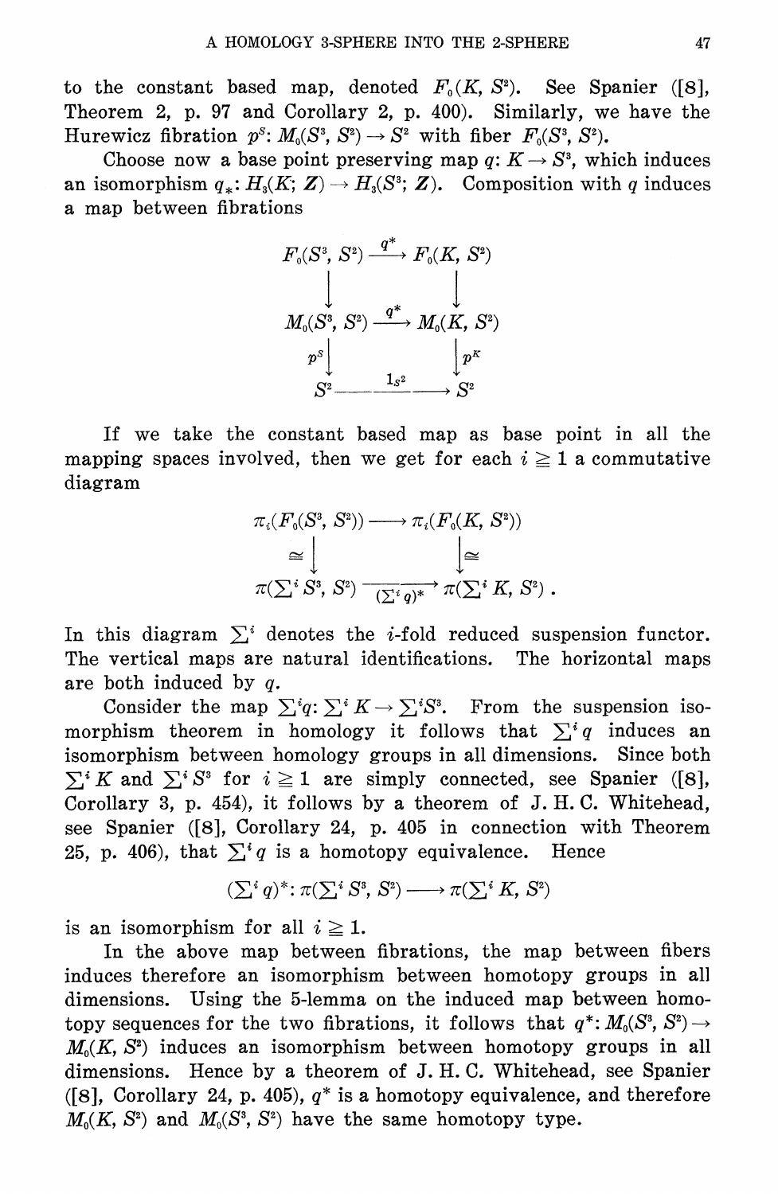to the constant based map, denoted $F_0(K, S^2)$. See Spanier ([8], Theorem 2, p. 97 and Corollary 2, p. 400). Similarly, we have the Hurewicz fibration $p^S$: $M_0(S^3, S^2) \to S^2$ with fiber $F_0(S^3, S^2)$.

Choose now a base point preserving map $q$: $K \to S^3$, which induces an isomorphism $q_*$: $H_3(K; Z) \to H_3(S^3; Z)$. Composition with $q$ induces a map between fibrations

$$
\begin{array}{ccc}
F_0(S^3, S^2) & \xrightarrow{q^*} & F_0(K, S^2) \\
\downarrow & & \downarrow \\
M_0(S^3, S^2) & \xrightarrow{q^*} & M_0(K, S^2) \\
{\scriptstyle p^S}\downarrow & & \downarrow{\scriptstyle p^K} \\
S^2 & \xrightarrow{1_{S^2}} & S^2
\end{array}
$$

If we take the constant based map as base point in all the mapping spaces involved, then we get for each $i \geqq 1$ a commutative diagram

$$
\begin{array}{ccc}
\pi_i(F_0(S^3, S^2)) & \longrightarrow & \pi_i(F_0(K, S^2)) \\
\cong\downarrow & & \downarrow\cong \\
\pi(\sum^i S^3, S^2) & \xrightarrow[(\sum^i q)^*]{} & \pi(\sum^i K, S^2) .
\end{array}
$$

In this diagram $\sum^i$ denotes the $i$-fold reduced suspension functor. The vertical maps are natural identifications. The horizontal maps are both induced by $q$.

Consider the map $\sum^i q$: $\sum^i K \to \sum^i S^3$. From the suspension isomorphism theorem in homology it follows that $\sum^i q$ induces an isomorphism between homology groups in all dimensions. Since both $\sum^i K$ and $\sum^i S^3$ for $i \geqq 1$ are simply connected, see Spanier ([8], Corollary 3, p. 454), it follows by a theorem of J. H. C. Whitehead, see Spanier ([8], Corollary 24, p. 405 in connection with Theorem 25, p. 406), that $\sum^i q$ is a homotopy equivalence. Hence

$$(\textstyle\sum^i q)^*: \pi(\sum^i S^3, S^2) \longrightarrow \pi(\sum^i K, S^2)$$

is an isomorphism for all $i \geqq 1$.

In the above map between fibrations, the map between fibers induces therefore an isomorphism between homotopy groups in all dimensions. Using the 5-lemma on the induced map between homotopy sequences for the two fibrations, it follows that $q^*$: $M_0(S^3, S^2) \to M_0(K, S^2)$ induces an isomorphism between homotopy groups in all dimensions. Hence by a theorem of J. H. C. Whitehead, see Spanier ([8], Corollary 24, p. 405), $q^*$ is a homotopy equivalence, and therefore $M_0(K, S^2)$ and $M_0(S^3, S^2)$ have the same homotopy type.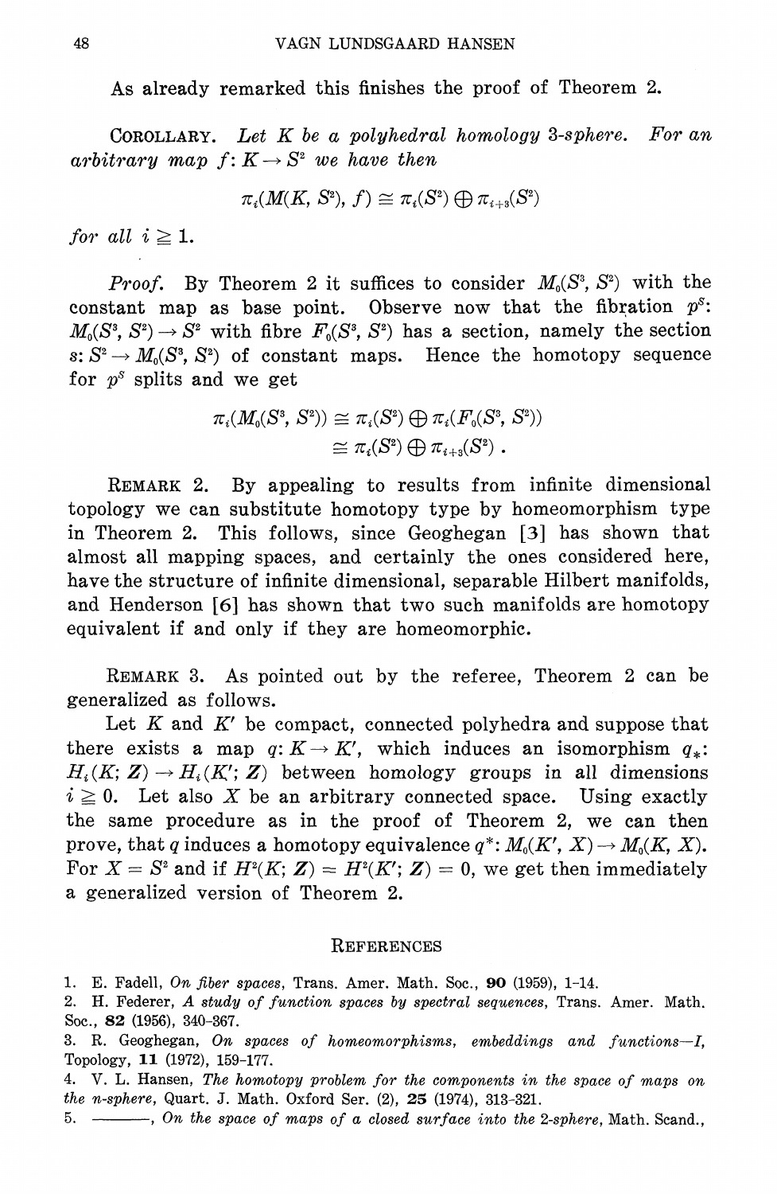As already remarked this finishes the proof of Theorem 2.

COROLLARY. *Let $K$ be a polyhedral homology 3-sphere. For an arbitrary map $f: K \to S^2$ we have then*

$$\pi_i(M(K, S^2), f) \cong \pi_i(S^2) \oplus \pi_{i+3}(S^2)$$

*for all $i \geq 1$.*

*Proof.* By Theorem 2 it suffices to consider $M_0(S^3, S^2)$ with the constant map as base point. Observe now that the fibration $p^S$: $M_0(S^3, S^2) \to S^2$ with fibre $F_0(S^3, S^2)$ has a section, namely the section $s: S^2 \to M_0(S^3, S^2)$ of constant maps. Hence the homotopy sequence for $p^S$ splits and we get

$$\begin{aligned}\pi_i(M_0(S^3, S^2)) &\cong \pi_i(S^2) \oplus \pi_i(F_0(S^3, S^2)) \\ &\cong \pi_i(S^2) \oplus \pi_{i+3}(S^2) .\end{aligned}$$

REMARK 2. By appealing to results from infinite dimensional topology we can substitute homotopy type by homeomorphism type in Theorem 2. This follows, since Geoghegan [3] has shown that almost all mapping spaces, and certainly the ones considered here, have the structure of infinite dimensional, separable Hilbert manifolds, and Henderson [6] has shown that two such manifolds are homotopy equivalent if and only if they are homeomorphic.

REMARK 3. As pointed out by the referee, Theorem 2 can be generalized as follows.

Let $K$ and $K'$ be compact, connected polyhedra and suppose that there exists a map $q: K \to K'$, which induces an isomorphism $q_*$: $H_i(K; \boldsymbol{Z}) \to H_i(K'; \boldsymbol{Z})$ between homology groups in all dimensions $i \geq 0$. Let also $X$ be an arbitrary connected space. Using exactly the same procedure as in the proof of Theorem 2, we can then prove, that $q$ induces a homotopy equivalence $q^*: M_0(K', X) \to M_0(K, X)$. For $X = S^2$ and if $H^2(K; \boldsymbol{Z}) = H^2(K'; \boldsymbol{Z}) = 0$, we get then immediately a generalized version of Theorem 2.

## REFERENCES

1. E. Fadell, *On fiber spaces*, Trans. Amer. Math. Soc., **90** (1959), 1-14.
2. H. Federer, *A study of function spaces by spectral sequences*, Trans. Amer. Math. Soc., **82** (1956), 340-367.
3. R. Geoghegan, *On spaces of homeomorphisms, embeddings and functions—I*, Topology, **11** (1972), 159-177.
4. V. L. Hansen, *The homotopy problem for the components in the space of maps on the n-sphere*, Quart. J. Math. Oxford Ser. (2), **25** (1974), 313-321.
5. ———, *On the space of maps of a closed surface into the 2-sphere*, Math. Scand.,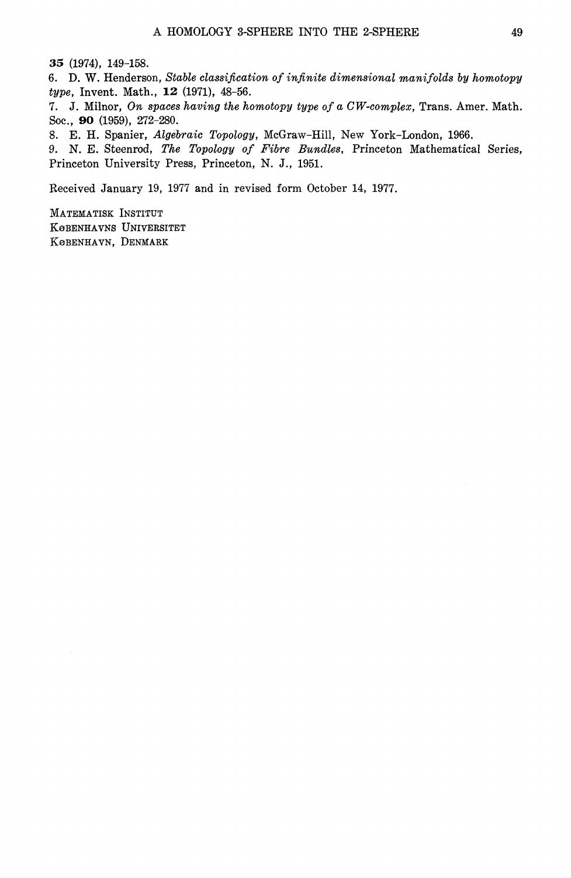**35** (1974), 149–158.

6. D. W. Henderson, *Stable classification of infinite dimensional manifolds by homotopy type*, Invent. Math., **12** (1971), 48–56.

7. J. Milnor, *On spaces having the homotopy type of a CW-complex*, Trans. Amer. Math. Soc., **90** (1959), 272–280.

8. E. H. Spanier, *Algebraic Topology*, McGraw-Hill, New York-London, 1966.

9. N. E. Steenrod, *The Topology of Fibre Bundles*, Princeton Mathematical Series, Princeton University Press, Princeton, N. J., 1951.

Received January 19, 1977 and in revised form October 14, 1977.

MATEMATISK INSTITUT
KØBENHAVNS UNIVERSITET
KØBENHAVN, DENMARK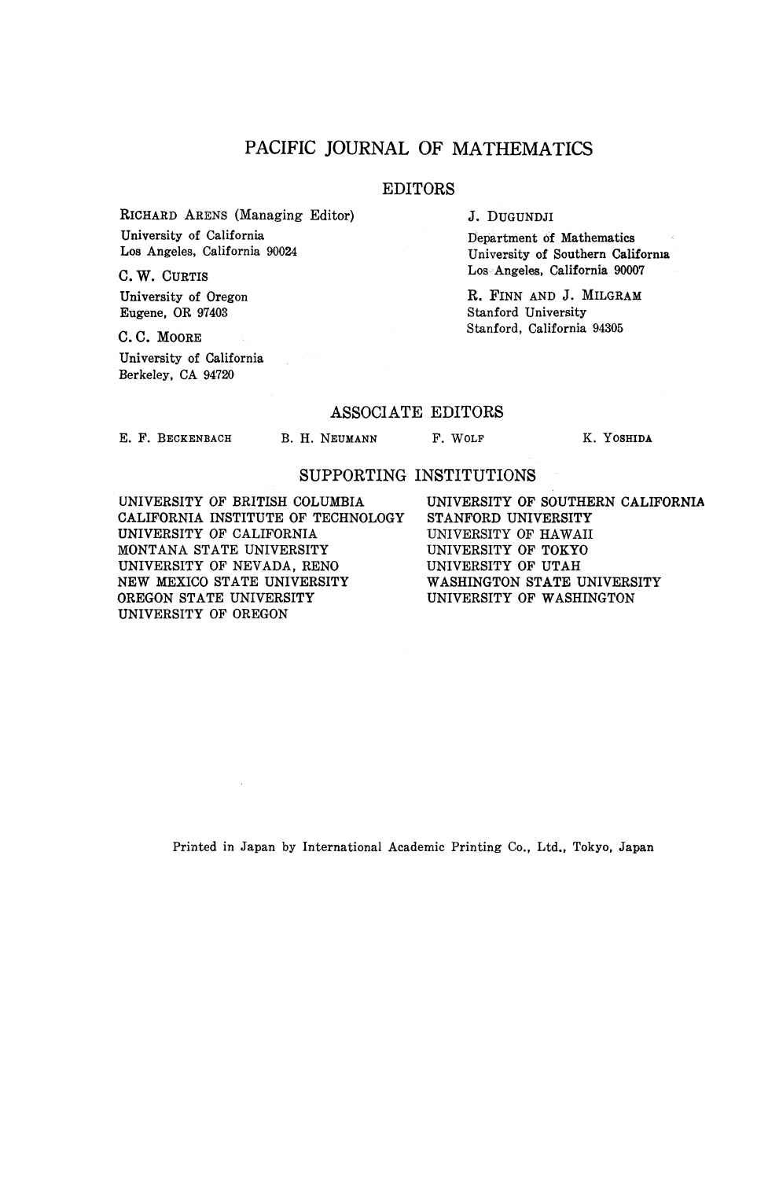# PACIFIC JOURNAL OF MATHEMATICS

## EDITORS

RICHARD ARENS (Managing Editor)
University of California
Los Angeles, California 90024

C. W. CURTIS
University of Oregon
Eugene, OR 97403

C. C. MOORE
University of California
Berkeley, CA 94720

J. DUGUNDJI
Department of Mathematics
University of Southern California
Los Angeles, California 90007

R. FINN AND J. MILGRAM
Stanford University
Stanford, California 94305

## ASSOCIATE EDITORS

E. F. BECKENBACH B. H. NEUMANN F. WOLF K. YOSHIDA

## SUPPORTING INSTITUTIONS

UNIVERSITY OF BRITISH COLUMBIA
CALIFORNIA INSTITUTE OF TECHNOLOGY
UNIVERSITY OF CALIFORNIA
MONTANA STATE UNIVERSITY
UNIVERSITY OF NEVADA, RENO
NEW MEXICO STATE UNIVERSITY
OREGON STATE UNIVERSITY
UNIVERSITY OF OREGON
UNIVERSITY OF SOUTHERN CALIFORNIA
STANFORD UNIVERSITY
UNIVERSITY OF HAWAII
UNIVERSITY OF TOKYO
UNIVERSITY OF UTAH
WASHINGTON STATE UNIVERSITY
UNIVERSITY OF WASHINGTON

Printed in Japan by International Academic Printing Co., Ltd., Tokyo, Japan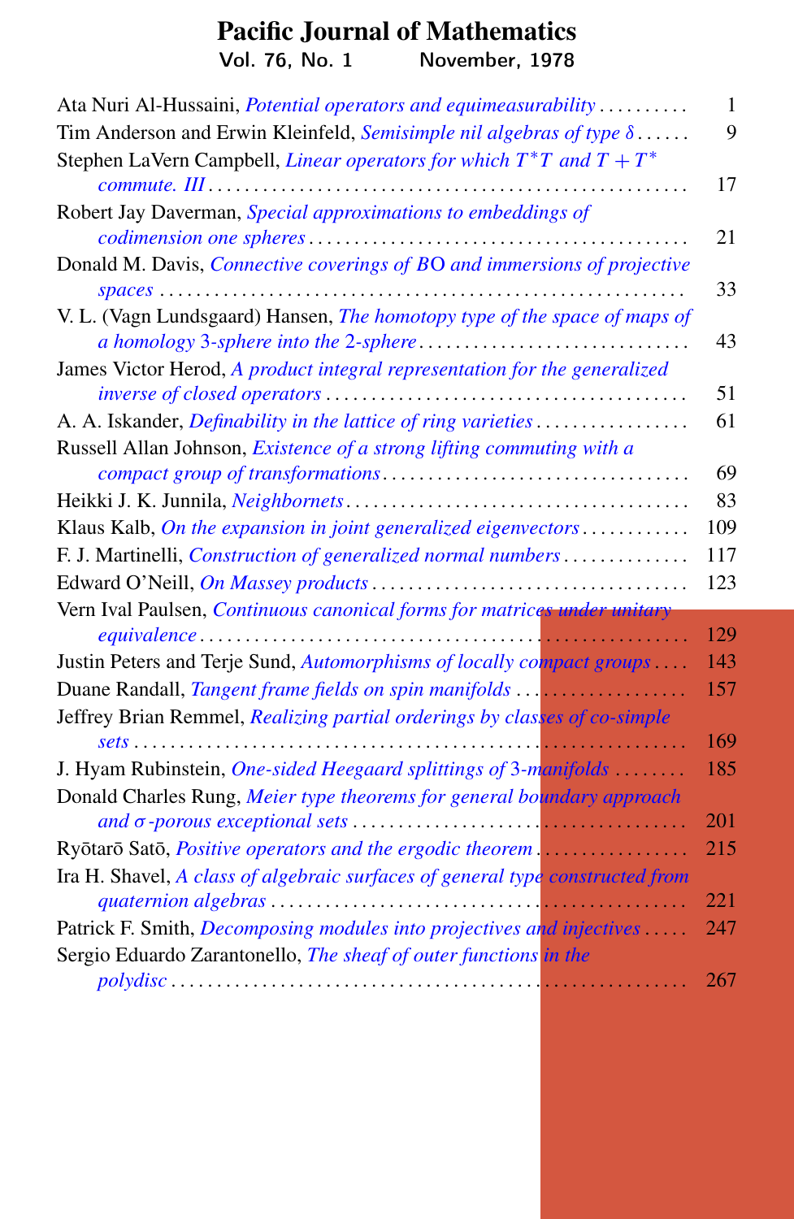# Pacific Journal of Mathematics

**Vol. 76, No. 1 November, 1978**

Ata Nuri Al-Hussaini, *Potential operators and equimeasurability* . . . . . . . . . . 1

Tim Anderson and Erwin Kleinfeld, *Semisimple nil algebras of type $\delta$* . . . . . . 9

Stephen LaVern Campbell, *Linear operators for which $T^*T$ and $T + T^*$ commute. III* . . . . . . . . . . . . . . . . . . . . . . . . . . . . . . . . . . . . . . . . . . . . . . . . . . . . 17

Robert Jay Daverman, *Special approximations to embeddings of codimension one spheres* . . . . . . . . . . . . . . . . . . . . . . . . . . . . . . . . . . . . . . . . . . . . 21

Donald M. Davis, *Connective coverings of BO and immersions of projective spaces* . . . . . . . . . . . . . . . . . . . . . . . . . . . . . . . . . . . . . . . . . . . . . . . . . . . . . . . 33

V. L. (Vagn Lundsgaard) Hansen, *The homotopy type of the space of maps of a homology 3-sphere into the 2-sphere* . . . . . . . . . . . . . . . . . . . . . . . . . . . . . . 43

James Victor Herod, *A product integral representation for the generalized inverse of closed operators* . . . . . . . . . . . . . . . . . . . . . . . . . . . . . . . . . . . . . . . 51

A. A. Iskander, *Definability in the lattice of ring varieties* . . . . . . . . . . . . . . . . 61

Russell Allan Johnson, *Existence of a strong lifting commuting with a compact group of transformations* . . . . . . . . . . . . . . . . . . . . . . . . . . . . . . . . . 69

Heikki J. K. Junnila, *Neighbornets* . . . . . . . . . . . . . . . . . . . . . . . . . . . . . . . . . . . . . . 83

Klaus Kalb, *On the expansion in joint generalized eigenvectors* . . . . . . . . . . . 109

F. J. Martinelli, *Construction of generalized normal numbers* . . . . . . . . . . . . . 117

Edward O'Neill, *On Massey products* . . . . . . . . . . . . . . . . . . . . . . . . . . . . . . . . . . 123

Vern Ival Paulsen, *Continuous canonical forms for matrices under unitary equivalence* . . . . . . . . . . . . . . . . . . . . . . . . . . . . . . . . . . . . . . . . . . . . . . . . . . . . 129

Justin Peters and Terje Sund, *Automorphisms of locally compact groups* . . . . 143

Duane Randall, *Tangent frame fields on spin manifolds* . . . . . . . . . . . . . . . . . . . 157

Jeffrey Brian Remmel, *Realizing partial orderings by classes of co-simple sets* . . . . . . . . . . . . . . . . . . . . . . . . . . . . . . . . . . . . . . . . . . . . . . . . . . . . . . . . . . . 169

J. Hyam Rubinstein, *One-sided Heegaard splittings of 3-manifolds* . . . . . . . . 185

Donald Charles Rung, *Meier type theorems for general boundary approach and $\sigma$-porous exceptional sets* . . . . . . . . . . . . . . . . . . . . . . . . . . . . . . . . . . . . . 201

Ryōtarō Satō, *Positive operators and the ergodic theorem* . . . . . . . . . . . . . . . . . 215

Ira H. Shavel, *A class of algebraic surfaces of general type constructed from quaternion algebras* . . . . . . . . . . . . . . . . . . . . . . . . . . . . . . . . . . . . . . . . . . . . . 221

Patrick F. Smith, *Decomposing modules into projectives and injectives* . . . . . 247

Sergio Eduardo Zarantonello, *The sheaf of outer functions in the polydisc* . . . . . . . . . . . . . . . . . . . . . . . . . . . . . . . . . . . . . . . . . . . . . . . . . . . . . . . . . . . 267